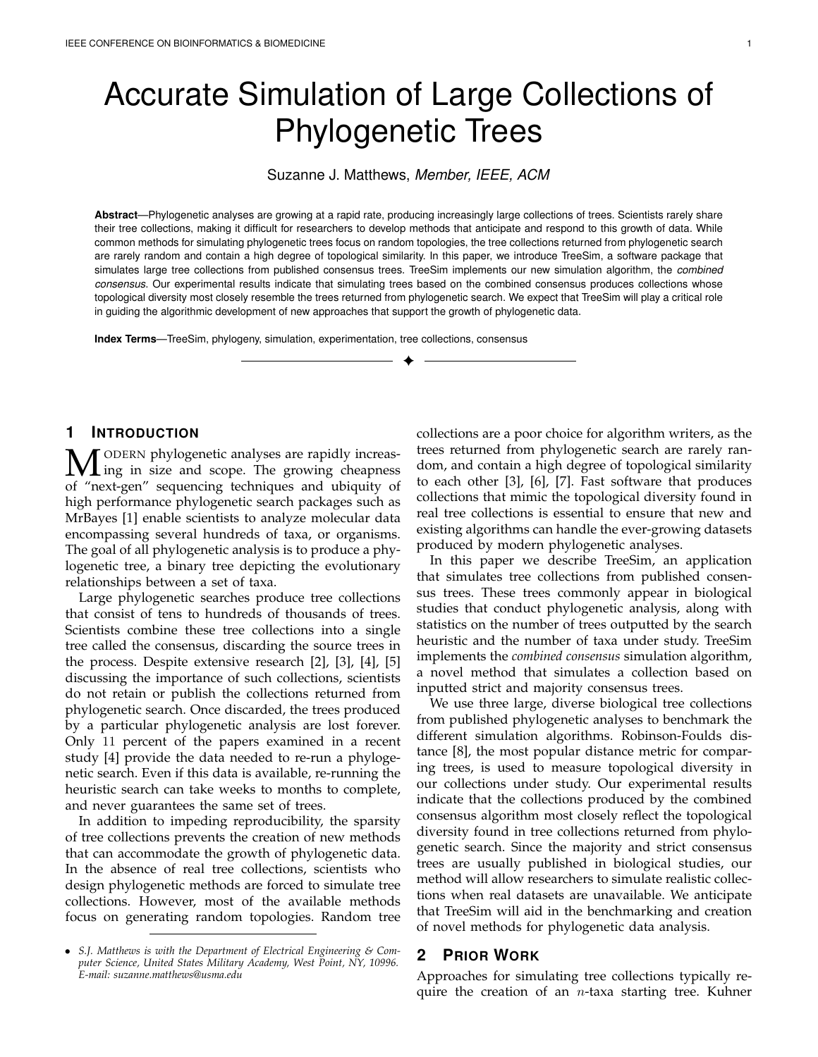# Accurate Simulation of Large Collections of Phylogenetic Trees

Suzanne J. Matthews, *Member, IEEE, ACM*

**Abstract**—Phylogenetic analyses are growing at a rapid rate, producing increasingly large collections of trees. Scientists rarely share their tree collections, making it difficult for researchers to develop methods that anticipate and respond to this growth of data. While common methods for simulating phylogenetic trees focus on random topologies, the tree collections returned from phylogenetic search are rarely random and contain a high degree of topological similarity. In this paper, we introduce TreeSim, a software package that simulates large tree collections from published consensus trees. TreeSim implements our new simulation algorithm, the *combined consensus*. Our experimental results indicate that simulating trees based on the combined consensus produces collections whose topological diversity most closely resemble the trees returned from phylogenetic search. We expect that TreeSim will play a critical role in guiding the algorithmic development of new approaches that support the growth of phylogenetic data.

**Index Terms**—TreeSim, phylogeny, simulation, experimentation, tree collections, consensus

## 1 Introduction

Modern phylogenetic analyses are rapidly increasing in size and scope. The growing cheapness of "next-gen" sequencing techniques and ubiquity of high performance phylogenetic search packages such as MrBayes [1] enable scientists to analyze molecular data encompassing several hundreds of taxa, or organisms. The goal of all phylogenetic analysis is to produce a phylogenetic tree, a binary tree depicting the evolutionary relationships between a set of taxa.

Large phylogenetic searches produce tree collections that consist of tens to hundreds of thousands of trees. Scientists combine these tree collections into a single tree called the consensus, discarding the source trees in the process. Despite extensive research [2], [3], [4], [5] discussing the importance of such collections, scientists do not retain or publish the collections returned from phylogenetic search. Once discarded, the trees produced by a particular phylogenetic analysis are lost forever. Only 11 percent of the papers examined in a recent study [4] provide the data needed to re-run a phylogenetic search. Even if this data is available, re-running the heuristic search can take weeks to months to complete, and never guarantees the same set of trees.

In addition to impeding reproducibility, the sparsity of tree collections prevents the creation of new methods that can accommodate the growth of phylogenetic data. In the absence of real tree collections, scientists who design phylogenetic methods are forced to simulate tree collections. However, most of the available methods focus on generating random topologies. Random tree collections are a poor choice for algorithm writers, as the trees returned from phylogenetic search are rarely random, and contain a high degree of topological similarity to each other [3], [6], [7]. Fast software that produces collections that mimic the topological diversity found in real tree collections is essential to ensure that new and existing algorithms can handle the ever-growing datasets produced by modern phylogenetic analyses.

In this paper we describe TreeSim, an application that simulates tree collections from published consensus trees. These trees commonly appear in biological studies that conduct phylogenetic analysis, along with statistics on the number of trees outputted by the search heuristic and the number of taxa under study. TreeSim implements the *combined consensus* simulation algorithm, a novel method that simulates a collection based on inputted strict and majority consensus trees.

We use three large, diverse biological tree collections from published phylogenetic analyses to benchmark the different simulation algorithms. Robinson-Foulds distance [8], the most popular distance metric for comparing trees, is used to measure topological diversity in our collections under study. Our experimental results indicate that the collections produced by the combined consensus algorithm most closely reflect the topological diversity found in tree collections returned from phylogenetic search. Since the majority and strict consensus trees are usually published in biological studies, our method will allow researchers to simulate realistic collections when real datasets are unavailable. We anticipate that TreeSim will aid in the benchmarking and creation of novel methods for phylogenetic data analysis.

## 2 Prior Work

Approaches for simulating tree collections typically require the creation of an $n$-taxa starting tree. Kuhner

- *S.J. Matthews is with the Department of Electrical Engineering & Computer Science, United States Military Academy, West Point, NY, 10996. E-mail: suzanne.matthews@usma.edu*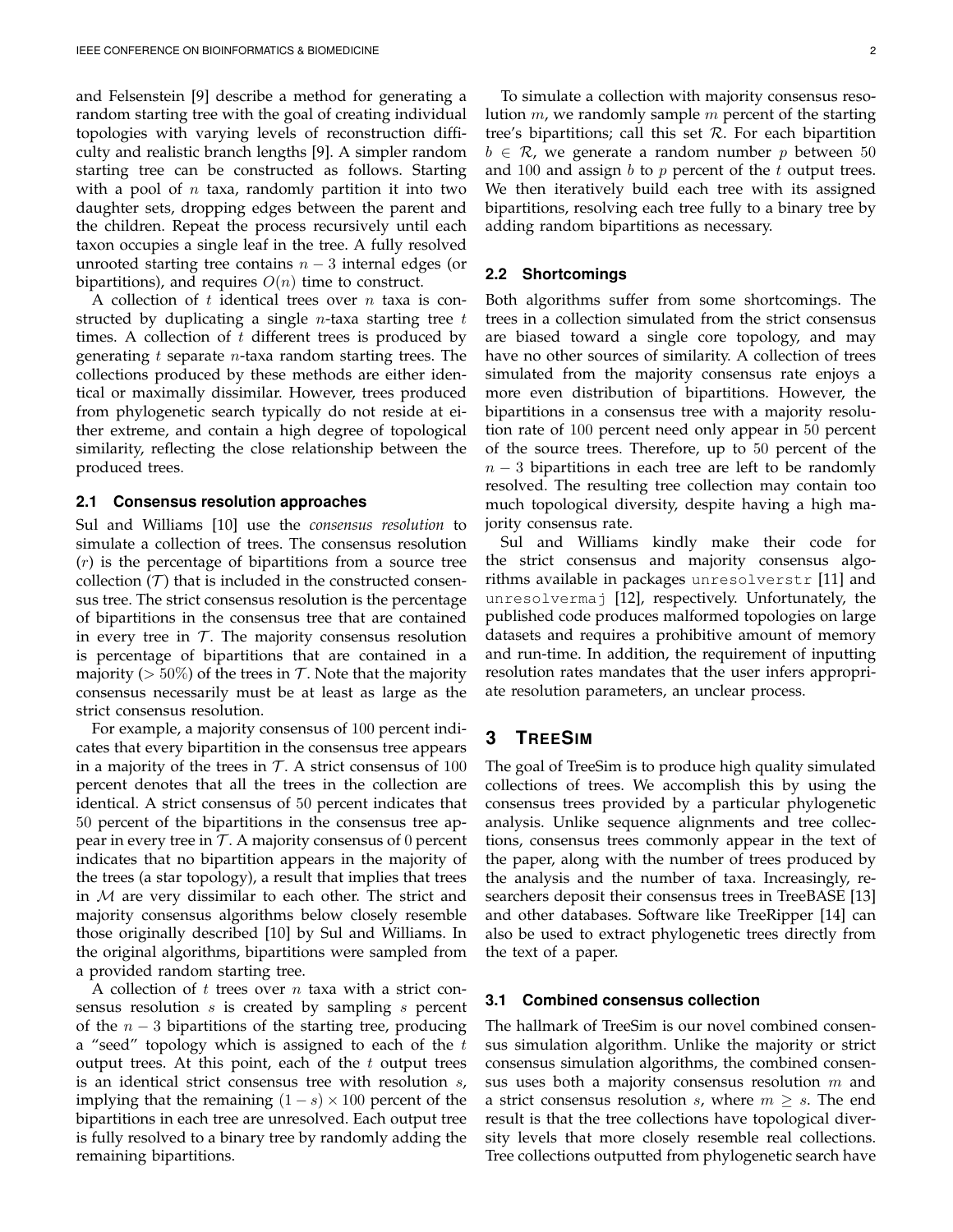and Felsenstein [9] describe a method for generating a random starting tree with the goal of creating individual topologies with varying levels of reconstruction difficulty and realistic branch lengths [9]. A simpler random starting tree can be constructed as follows. Starting with a pool of $n$ taxa, randomly partition it into two daughter sets, dropping edges between the parent and the children. Repeat the process recursively until each taxon occupies a single leaf in the tree. A fully resolved unrooted starting tree contains $n-3$ internal edges (or bipartitions), and requires $O(n)$ time to construct.

A collection of $t$ identical trees over $n$ taxa is constructed by duplicating a single $n$-taxa starting tree $t$ times. A collection of $t$ different trees is produced by generating $t$ separate $n$-taxa random starting trees. The collections produced by these methods are either identical or maximally dissimilar. However, trees produced from phylogenetic search typically do not reside at either extreme, and contain a high degree of topological similarity, reflecting the close relationship between the produced trees.

### 2.1 Consensus resolution approaches

Sul and Williams [10] use the *consensus resolution* to simulate a collection of trees. The consensus resolution ($r$) is the percentage of bipartitions from a source tree collection ($\mathcal{T}$) that is included in the constructed consensus tree. The strict consensus resolution is the percentage of bipartitions in the consensus tree that are contained in every tree in $\mathcal{T}$. The majority consensus resolution is percentage of bipartitions that are contained in a majority ($> 50\%$) of the trees in $\mathcal{T}$. Note that the majority consensus necessarily must be at least as large as the strict consensus resolution.

For example, a majority consensus of 100 percent indicates that every bipartition in the consensus tree appears in a majority of the trees in $\mathcal{T}$. A strict consensus of 100 percent denotes that all the trees in the collection are identical. A strict consensus of 50 percent indicates that 50 percent of the bipartitions in the consensus tree appear in every tree in $\mathcal{T}$. A majority consensus of 0 percent indicates that no bipartition appears in the majority of the trees (a star topology), a result that implies that trees in $\mathcal{M}$ are very dissimilar to each other. The strict and majority consensus algorithms below closely resemble those originally described [10] by Sul and Williams. In the original algorithms, bipartitions were sampled from a provided random starting tree.

A collection of $t$ trees over $n$ taxa with a strict consensus resolution $s$ is created by sampling $s$ percent of the $n-3$ bipartitions of the starting tree, producing a "seed" topology which is assigned to each of the $t$ output trees. At this point, each of the $t$ output trees is an identical strict consensus tree with resolution $s$, implying that the remaining $(1-s) \times 100$ percent of the bipartitions in each tree are unresolved. Each output tree is fully resolved to a binary tree by randomly adding the remaining bipartitions.

To simulate a collection with majority consensus resolution $m$, we randomly sample $m$ percent of the starting tree's bipartitions; call this set $\mathcal{R}$. For each bipartition $b \in \mathcal{R}$, we generate a random number $p$ between 50 and 100 and assign $b$ to $p$ percent of the $t$ output trees. We then iteratively build each tree with its assigned bipartitions, resolving each tree fully to a binary tree by adding random bipartitions as necessary.

### 2.2 Shortcomings

Both algorithms suffer from some shortcomings. The trees in a collection simulated from the strict consensus are biased toward a single core topology, and may have no other sources of similarity. A collection of trees simulated from the majority consensus rate enjoys a more even distribution of bipartitions. However, the bipartitions in a consensus tree with a majority resolution rate of 100 percent need only appear in 50 percent of the source trees. Therefore, up to 50 percent of the $n-3$ bipartitions in each tree are left to be randomly resolved. The resulting tree collection may contain too much topological diversity, despite having a high majority consensus rate.

Sul and Williams kindly make their code for the strict consensus and majority consensus algorithms available in packages `unresolverstr` [11] and `unresolvermaj` [12], respectively. Unfortunately, the published code produces malformed topologies on large datasets and requires a prohibitive amount of memory and run-time. In addition, the requirement of inputting resolution rates mandates that the user infers appropriate resolution parameters, an unclear process.

## 3 TreeSim

The goal of TreeSim is to produce high quality simulated collections of trees. We accomplish this by using the consensus trees provided by a particular phylogenetic analysis. Unlike sequence alignments and tree collections, consensus trees commonly appear in the text of the paper, along with the number of trees produced by the analysis and the number of taxa. Increasingly, researchers deposit their consensus trees in TreeBASE [13] and other databases. Software like TreeRipper [14] can also be used to extract phylogenetic trees directly from the text of a paper.

### 3.1 Combined consensus collection

The hallmark of TreeSim is our novel combined consensus simulation algorithm. Unlike the majority or strict consensus simulation algorithms, the combined consensus uses both a majority consensus resolution $m$ and a strict consensus resolution $s$, where $m \geq s$. The end result is that the tree collections have topological diversity levels that more closely resemble real collections. Tree collections outputted from phylogenetic search have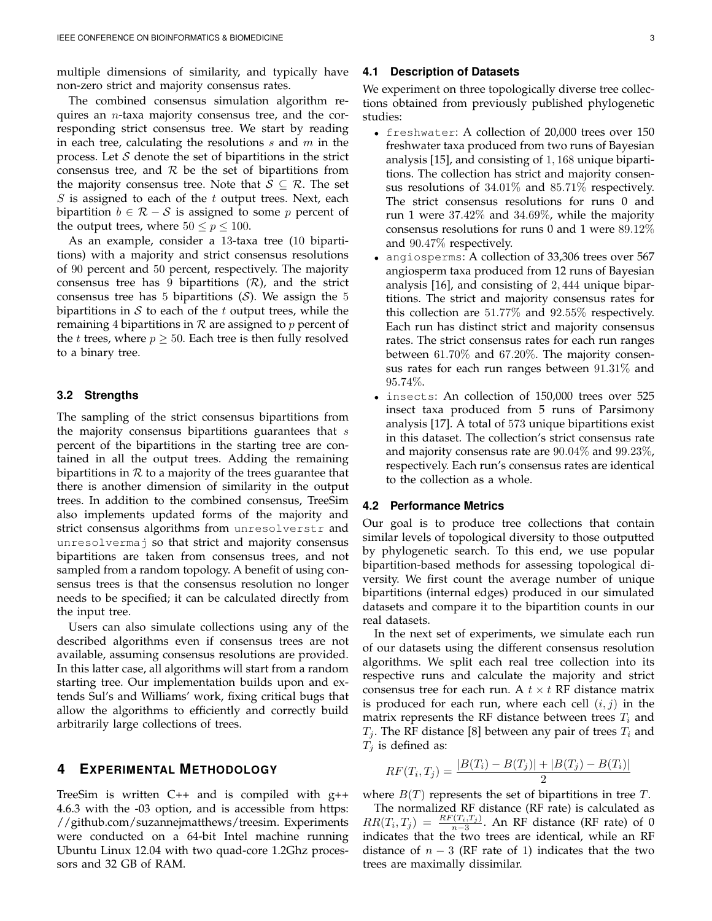multiple dimensions of similarity, and typically have non-zero strict and majority consensus rates.

The combined consensus simulation algorithm requires an $n$-taxa majority consensus tree, and the corresponding strict consensus tree. We start by reading in each tree, calculating the resolutions $s$ and $m$ in the process. Let $\mathcal{S}$ denote the set of bipartitions in the strict consensus tree, and $\mathcal{R}$ be the set of bipartitions from the majority consensus tree. Note that $\mathcal{S} \subseteq \mathcal{R}$. The set $S$ is assigned to each of the $t$ output trees. Next, each bipartition $b \in \mathcal{R} - \mathcal{S}$ is assigned to some $p$ percent of the output trees, where $50 \leq p \leq 100$.

As an example, consider a 13-taxa tree (10 bipartitions) with a majority and strict consensus resolutions of 90 percent and 50 percent, respectively. The majority consensus tree has 9 bipartitions ($\mathcal{R}$), and the strict consensus tree has 5 bipartitions ($\mathcal{S}$). We assign the 5 bipartitions in $\mathcal{S}$ to each of the $t$ output trees, while the remaining 4 bipartitions in $\mathcal{R}$ are assigned to $p$ percent of the $t$ trees, where $p \geq 50$. Each tree is then fully resolved to a binary tree.

### 3.2 Strengths

The sampling of the strict consensus bipartitions from the majority consensus bipartitions guarantees that $s$ percent of the bipartitions in the starting tree are contained in all the output trees. Adding the remaining bipartitions in $\mathcal{R}$ to a majority of the trees guarantee that there is another dimension of similarity in the output trees. In addition to the combined consensus, TreeSim also implements updated forms of the majority and strict consensus algorithms from `unresolverstr` and `unresolvermaj` so that strict and majority consensus bipartitions are taken from consensus trees, and not sampled from a random topology. A benefit of using consensus trees is that the consensus resolution no longer needs to be specified; it can be calculated directly from the input tree.

Users can also simulate collections using any of the described algorithms even if consensus trees are not available, assuming consensus resolutions are provided. In this latter case, all algorithms will start from a random starting tree. Our implementation builds upon and extends Sul's and Williams' work, fixing critical bugs that allow the algorithms to efficiently and correctly build arbitrarily large collections of trees.

## 4 Experimental Methodology

TreeSim is written C++ and is compiled with g++ 4.6.3 with the -03 option, and is accessible from https://github.com/suzannejmatthews/treesim. Experiments were conducted on a 64-bit Intel machine running Ubuntu Linux 12.04 with two quad-core 1.2Ghz processors and 32 GB of RAM.

### 4.1 Description of Datasets

We experiment on three topologically diverse tree collections obtained from previously published phylogenetic studies:

- `freshwater`: A collection of 20,000 trees over 150 freshwater taxa produced from two runs of Bayesian analysis [15], and consisting of 1,168 unique bipartitions. The collection has strict and majority consensus resolutions of 34.01% and 85.71% respectively. The strict consensus resolutions for runs 0 and run 1 were 37.42% and 34.69%, while the majority consensus resolutions for runs 0 and 1 were 89.12% and 90.47% respectively.
- `angiosperms`: A collection of 33,306 trees over 567 angiosperm taxa produced from 12 runs of Bayesian analysis [16], and consisting of 2,444 unique bipartitions. The strict and majority consensus rates for this collection are 51.77% and 92.55% respectively. Each run has distinct strict and majority consensus rates. The strict consensus rates for each run ranges between 61.70% and 67.20%. The majority consensus rates for each run ranges between 91.31% and 95.74%.
- `insects`: An collection of 150,000 trees over 525 insect taxa produced from 5 runs of Parsimony analysis [17]. A total of 573 unique bipartitions exist in this dataset. The collection's strict consensus rate and majority consensus rate are 90.04% and 99.23%, respectively. Each run's consensus rates are identical to the collection as a whole.

### 4.2 Performance Metrics

Our goal is to produce tree collections that contain similar levels of topological diversity to those outputted by phylogenetic search. To this end, we use popular bipartition-based methods for assessing topological diversity. We first count the average number of unique bipartitions (internal edges) produced in our simulated datasets and compare it to the bipartition counts in our real datasets.

In the next set of experiments, we simulate each run of our datasets using the different consensus resolution algorithms. We split each real tree collection into its respective runs and calculate the majority and strict consensus tree for each run. A $t \times t$ RF distance matrix is produced for each run, where each cell $(i, j)$ in the matrix represents the RF distance between trees $T_i$ and $T_j$. The RF distance [8] between any pair of trees $T_i$ and $T_j$ is defined as:

$$RF(T_i, T_j) = \frac{|B(T_i) - B(T_j)| + |B(T_j) - B(T_i)|}{2}$$

where $B(T)$ represents the set of bipartitions in tree $T$.

The normalized RF distance (RF rate) is calculated as $RR(T_i, T_j) = \frac{RF(T_i, T_j)}{n-3}$. An RF distance (RF rate) of 0 indicates that the two trees are identical, while an RF distance of $n-3$ (RF rate of 1) indicates that the two trees are maximally dissimilar.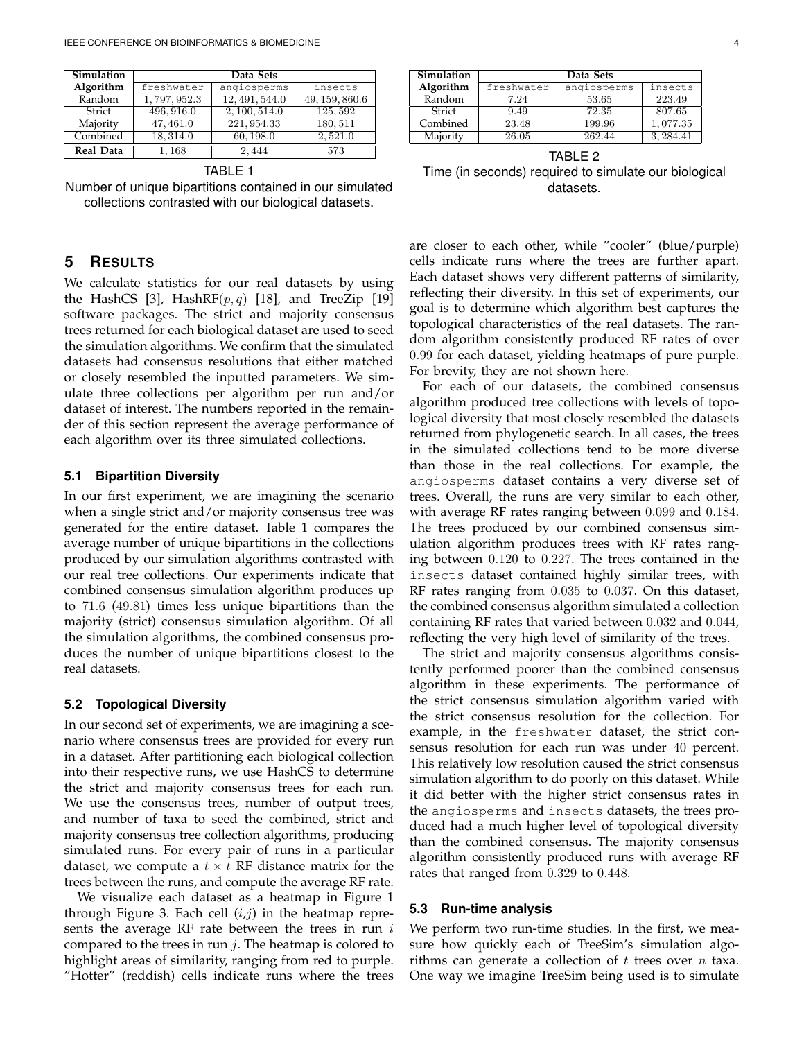| Simulation Algorithm | Data Sets | | |
|---|---|---|---|
| | freshwater | angiosperms | insects |
| Random | 1,797,952.3 | 12,491,544.0 | 49,159,860.6 |
| Strict | 496,916.0 | 2,100,514.0 | 125,592 |
| Majority | 47,461.0 | 221,954.33 | 180,511 |
| Combined | 18,314.0 | 60,198.0 | 2,521.0 |
| **Real Data** | 1,168 | 2,444 | 573 |

TABLE 1
Number of unique bipartitions contained in our simulated collections contrasted with our biological datasets.

| Simulation Algorithm | Data Sets | | |
|---|---|---|---|
| | freshwater | angiosperms | insects |
| Random | 7.24 | 53.65 | 223.49 |
| Strict | 9.49 | 72.35 | 807.65 |
| Combined | 23.48 | 199.96 | 1,077.35 |
| Majority | 26.05 | 262.44 | 3,284.41 |

TABLE 2
Time (in seconds) required to simulate our biological datasets.

## 5 Results

We calculate statistics for our real datasets by using the HashCS [3], HashRF$(p, q)$ [18], and TreeZip [19] software packages. The strict and majority consensus trees returned for each biological dataset are used to seed the simulation algorithms. We confirm that the simulated datasets had consensus resolutions that either matched or closely resembled the inputted parameters. We simulate three collections per algorithm per run and/or dataset of interest. The numbers reported in the remainder of this section represent the average performance of each algorithm over its three simulated collections.

### 5.1 Bipartition Diversity

In our first experiment, we are imagining the scenario when a single strict and/or majority consensus tree was generated for the entire dataset. Table 1 compares the average number of unique bipartitions in the collections produced by our simulation algorithms contrasted with our real tree collections. Our experiments indicate that combined consensus simulation algorithm produces up to 71.6 (49.81) times less unique bipartitions than the majority (strict) consensus simulation algorithm. Of all the simulation algorithms, the combined consensus produces the number of unique bipartitions closest to the real datasets.

### 5.2 Topological Diversity

In our second set of experiments, we are imagining a scenario where consensus trees are provided for every run in a dataset. After partitioning each biological collection into their respective runs, we use HashCS to determine the strict and majority consensus trees for each run. We use the consensus trees, number of output trees, and number of taxa to seed the combined, strict and majority consensus tree collection algorithms, producing simulated runs. For every pair of runs in a particular dataset, we compute a $t \times t$ RF distance matrix for the trees between the runs, and compute the average RF rate.

We visualize each dataset as a heatmap in Figure 1 through Figure 3. Each cell $(i,j)$ in the heatmap represents the average RF rate between the trees in run $i$ compared to the trees in run $j$. The heatmap is colored to highlight areas of similarity, ranging from red to purple. "Hotter" (reddish) cells indicate runs where the trees are closer to each other, while "cooler" (blue/purple) cells indicate runs where the trees are further apart. Each dataset shows very different patterns of similarity, reflecting their diversity. In this set of experiments, our goal is to determine which algorithm best captures the topological characteristics of the real datasets. The random algorithm consistently produced RF rates of over 0.99 for each dataset, yielding heatmaps of pure purple. For brevity, they are not shown here.

For each of our datasets, the combined consensus algorithm produced tree collections with levels of topological diversity that most closely resembled the datasets returned from phylogenetic search. In all cases, the trees in the simulated collections tend to be more diverse than those in the real collections. For example, the angiosperms dataset contains a very diverse set of trees. Overall, the runs are very similar to each other, with average RF rates ranging between 0.099 and 0.184. The trees produced by our combined consensus simulation algorithm produces trees with RF rates ranging between 0.120 to 0.227. The trees contained in the insects dataset contained highly similar trees, with RF rates ranging from 0.035 to 0.037. On this dataset, the combined consensus algorithm simulated a collection containing RF rates that varied between 0.032 and 0.044, reflecting the very high level of similarity of the trees.

The strict and majority consensus algorithms consistently performed poorer than the combined consensus algorithm in these experiments. The performance of the strict consensus simulation algorithm varied with the strict consensus resolution for the collection. For example, in the freshwater dataset, the strict consensus resolution for each run was under 40 percent. This relatively low resolution caused the strict consensus simulation algorithm to do poorly on this dataset. While it did better with the higher strict consensus rates in the angiosperms and insects datasets, the trees produced had a much higher level of topological diversity than the combined consensus. The majority consensus algorithm consistently produced runs with average RF rates that ranged from 0.329 to 0.448.

### 5.3 Run-time analysis

We perform two run-time studies. In the first, we measure how quickly each of TreeSim's simulation algorithms can generate a collection of $t$ trees over $n$ taxa. One way we imagine TreeSim being used is to simulate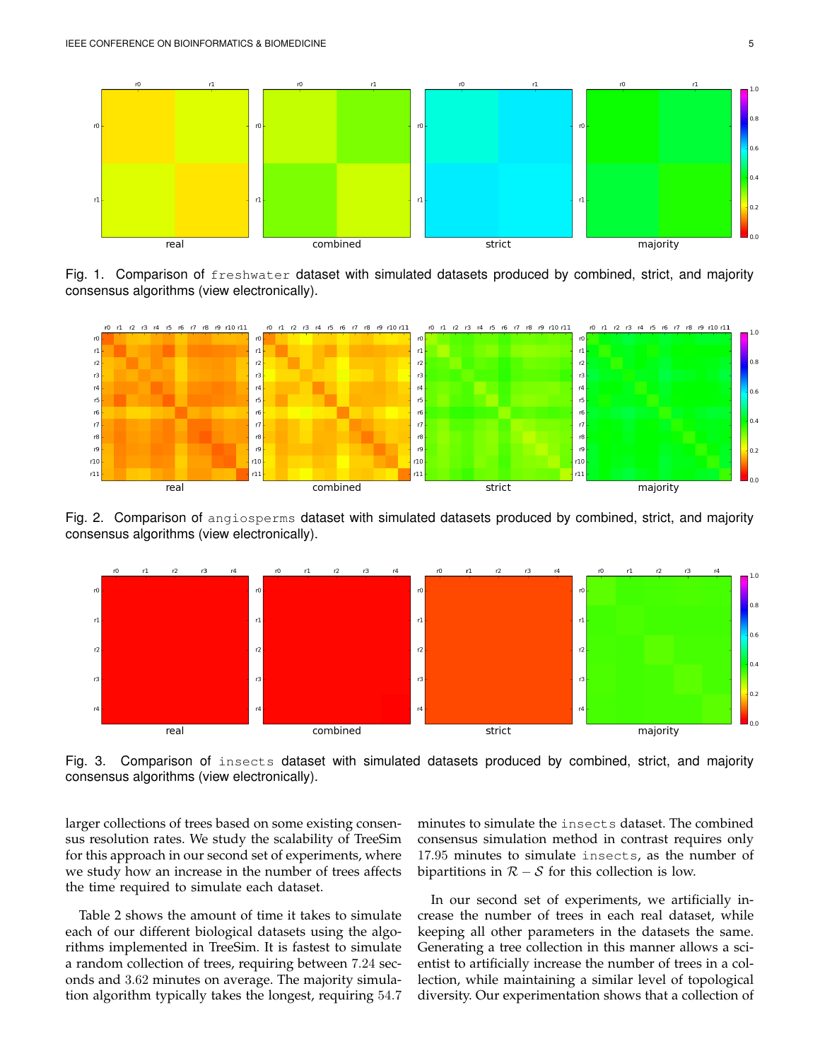Fig. 1. Comparison of `freshwater` dataset with simulated datasets produced by combined, strict, and majority consensus algorithms (view electronically).

Fig. 2. Comparison of `angiosperms` dataset with simulated datasets produced by combined, strict, and majority consensus algorithms (view electronically).

Fig. 3. Comparison of `insects` dataset with simulated datasets produced by combined, strict, and majority consensus algorithms (view electronically).

larger collections of trees based on some existing consensus resolution rates. We study the scalability of TreeSim for this approach in our second set of experiments, where we study how an increase in the number of trees affects the time required to simulate each dataset.

Table 2 shows the amount of time it takes to simulate each of our different biological datasets using the algorithms implemented in TreeSim. It is fastest to simulate a random collection of trees, requiring between $7.24$ seconds and $3.62$ minutes on average. The majority simulation algorithm typically takes the longest, requiring $54.7$ minutes to simulate the `insects` dataset. The combined consensus simulation method in contrast requires only $17.95$ minutes to simulate `insects`, as the number of bipartitions in $\mathcal{R} - \mathcal{S}$ for this collection is low.

In our second set of experiments, we artificially increase the number of trees in each real dataset, while keeping all other parameters in the datasets the same. Generating a tree collection in this manner allows a scientist to artificially increase the number of trees in a collection, while maintaining a similar level of topological diversity. Our experimentation shows that a collection of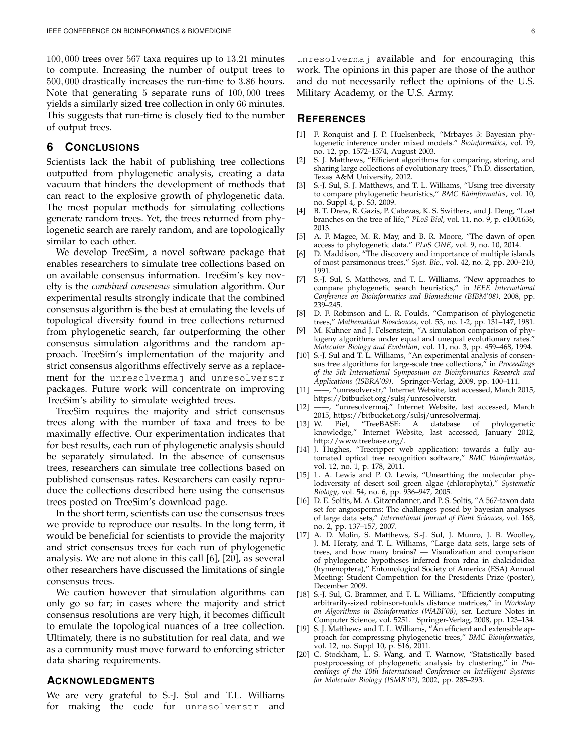$100,000$ trees over $567$ taxa requires up to $13.21$ minutes to compute. Increasing the number of output trees to $500,000$ drastically increases the run-time to $3.86$ hours. Note that generating $5$ separate runs of $100,000$ trees yields a similarly sized tree collection in only $66$ minutes. This suggests that run-time is closely tied to the number of output trees.

## 6 Conclusions

Scientists lack the habit of publishing tree collections outputted from phylogenetic analysis, creating a data vacuum that hinders the development of methods that can react to the explosive growth of phylogenetic data. The most popular methods for simulating collections generate random trees. Yet, the trees returned from phylogenetic search are rarely random, and are topologically similar to each other.

We develop TreeSim, a novel software package that enables researchers to simulate tree collections based on on available consensus information. TreeSim's key novelty is the *combined consensus* simulation algorithm. Our experimental results strongly indicate that the combined consensus algorithm is the best at emulating the levels of topological diversity found in tree collections returned from phylogenetic search, far outperforming the other consensus simulation algorithms and the random approach. TreeSim's implementation of the majority and strict consensus algorithms effectively serve as a replacement for the `unresolvermaj` and `unresolverstr` packages. Future work will concentrate on improving TreeSim's ability to simulate weighted trees.

TreeSim requires the majority and strict consensus trees along with the number of taxa and trees to be maximally effective. Our experimentation indicates that for best results, each run of phylogenetic analysis should be separately simulated. In the absence of consensus trees, researchers can simulate tree collections based on published consensus rates. Researchers can easily reproduce the collections described here using the consensus trees posted on TreeSim's download page.

In the short term, scientists can use the consensus trees we provide to reproduce our results. In the long term, it would be beneficial for scientists to provide the majority and strict consensus trees for each run of phylogenetic analysis. We are not alone in this call [6], [20], as several other researchers have discussed the limitations of single consensus trees.

We caution however that simulation algorithms can only go so far; in cases where the majority and strict consensus resolutions are very high, it becomes difficult to emulate the topological nuances of a tree collection. Ultimately, there is no substitution for real data, and we as a community must move forward to enforcing stricter data sharing requirements.

## Acknowledgments

We are very grateful to S.-J. Sul and T.L. Williams for making the code for `unresolverstr` and `unresolvermaj` available and for encouraging this work. The opinions in this paper are those of the author and do not necessarily reflect the opinions of the U.S. Military Academy, or the U.S. Army.

## References

[1] F. Ronquist and J. P. Huelsenbeck, "Mrbayes 3: Bayesian phylogenetic inference under mixed models." *Bioinformatics*, vol. 19, no. 12, pp. 1572–1574, August 2003.

[2] S. J. Matthews, "Efficient algorithms for comparing, storing, and sharing large collections of evolutionary trees," Ph.D. dissertation, Texas A&M University, 2012.

[3] S.-J. Sul, S. J. Matthews, and T. L. Williams, "Using tree diversity to compare phylogenetic heuristics," *BMC Bioinformatics*, vol. 10, no. Suppl 4, p. S3, 2009.

[4] B. T. Drew, R. Gazis, P. Cabezas, K. S. Swithers, and J. Deng, "Lost branches on the tree of life," *PLoS Biol*, vol. 11, no. 9, p. e1001636, 2013.

[5] A. F. Magee, M. R. May, and B. R. Moore, "The dawn of open access to phylogenetic data." *PLoS ONE*, vol. 9, no. 10, 2014.

[6] D. Maddison, "The discovery and importance of multiple islands of most parsimonous trees," *Syst. Bio.*, vol. 42, no. 2, pp. 200–210, 1991.

[7] S.-J. Sul, S. Matthews, and T. L. Williams, "New approaches to compare phylogenetic search heuristics," in *IEEE International Conference on Bioinformatics and Biomedicine (BIBM'08)*, 2008, pp. 239–245.

[8] D. F. Robinson and L. R. Foulds, "Comparison of phylogenetic trees," *Mathematical Biosciences*, vol. 53, no. 1-2, pp. 131–147, 1981.

[9] M. Kuhner and J. Felsenstein, "A simulation comparison of phylogeny algorithms under equal and unequal evolutionary rates." *Molecular Biology and Evolution*, vol. 11, no. 3, pp. 459–468, 1994.

[10] S.-J. Sul and T. L. Williams, "An experimental analysis of consensus tree algorithms for large-scale tree collections," in *Proceedings of the 5th International Symposium on Bioinformatics Research and Applications (ISBRA'09)*. Springer-Verlag, 2009, pp. 100–111.

[11] ——, "unresolverstr," Internet Website, last accessed, March 2015, https://bitbucket.org/sulsj/unresolverstr.

[12] ——, "unresolvermaj," Internet Website, last accessed, March 2015, https://bitbucket.org/sulsj/unresolvermaj.

[13] W. Piel, "TreeBASE: A database of phylogenetic knowledge," Internet Website, last accessed, January 2012, http://www.treebase.org/.

[14] J. Hughes, "Treeripper web application: towards a fully automated optical tree recognition software," *BMC bioinformatics*, vol. 12, no. 1, p. 178, 2011.

[15] L. A. Lewis and P. O. Lewis, "Unearthing the molecular phylodiversity of desert soil green algae (chlorophyta)," *Systematic Biology*, vol. 54, no. 6, pp. 936–947, 2005.

[16] D. E. Soltis, M. A. Gitzendanner, and P. S. Soltis, "A 567-taxon data set for angiosperms: The challenges posed by bayesian analyses of large data sets," *International Journal of Plant Sciences*, vol. 168, no. 2, pp. 137–157, 2007.

[17] A. D. Molin, S. Matthews, S.-J. Sul, J. Munro, J. B. Woolley, J. M. Heraty, and T. L. Williams, "Large data sets, large sets of trees, and how many brains? — Visualization and comparison of phylogenetic hypotheses inferred from rdna in chalcidoidea (hymenoptera)," Entomological Society of America (ESA) Annual Meeting: Student Competition for the Presidents Prize (poster), December 2009.

[18] S.-J. Sul, G. Brammer, and T. L. Williams, "Efficiently computing arbitrarily-sized robinson-foulds distance matrices," in *Workshop on Algorithms in Bioinformatics (WABI'08)*, ser. Lecture Notes in Computer Science, vol. 5251. Springer-Verlag, 2008, pp. 123–134.

[19] S. J. Matthews and T. L. Williams, "An efficient and extensible approach for compressing phylogenetic trees," *BMC Bioinformatics*, vol. 12, no. Suppl 10, p. S16, 2011.

[20] C. Stockham, L. S. Wang, and T. Warnow, "Statistically based postprocessing of phylogenetic analysis by clustering," in *Proceedings of the 10th International Conference on Intelligent Systems for Molecular Biology (ISMB'02)*, 2002, pp. 285–293.